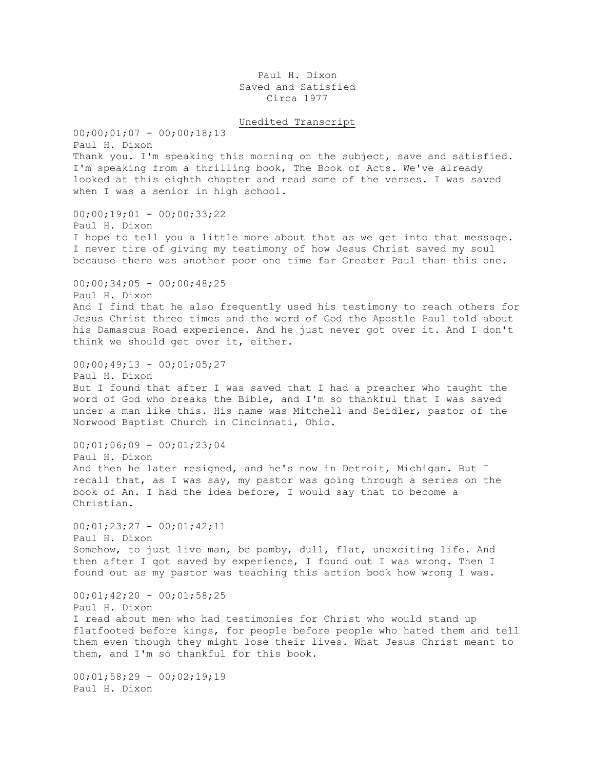Paul H. Dixon
Saved and Satisfied
Circa 1977

Unedited Transcript

00;00;01;07 - 00;00;18;13
Paul H. Dixon
Thank you. I'm speaking this morning on the subject, save and satisfied. I'm speaking from a thrilling book, The Book of Acts. We've already looked at this eighth chapter and read some of the verses. I was saved when I was a senior in high school.

00;00;19;01 - 00;00;33;22
Paul H. Dixon
I hope to tell you a little more about that as we get into that message. I never tire of giving my testimony of how Jesus Christ saved my soul because there was another poor one time far Greater Paul than this one.

00;00;34;05 - 00;00;48;25
Paul H. Dixon
And I find that he also frequently used his testimony to reach others for Jesus Christ three times and the word of God the Apostle Paul told about his Damascus Road experience. And he just never got over it. And I don't think we should get over it, either.

00;00;49;13 - 00;01;05;27
Paul H. Dixon
But I found that after I was saved that I had a preacher who taught the word of God who breaks the Bible, and I'm so thankful that I was saved under a man like this. His name was Mitchell and Seidler, pastor of the Norwood Baptist Church in Cincinnati, Ohio.

00;01;06;09 - 00;01;23;04
Paul H. Dixon
And then he later resigned, and he's now in Detroit, Michigan. But I recall that, as I was say, my pastor was going through a series on the book of An. I had the idea before, I would say that to become a Christian.

00;01;23;27 - 00;01;42;11
Paul H. Dixon
Somehow, to just live man, be pamby, dull, flat, unexciting life. And then after I got saved by experience, I found out I was wrong. Then I found out as my pastor was teaching this action book how wrong I was.

00;01;42;20 - 00;01;58;25
Paul H. Dixon
I read about men who had testimonies for Christ who would stand up flatfooted before kings, for people before people who hated them and tell them even though they might lose their lives. What Jesus Christ meant to them, and I'm so thankful for this book.

00;01;58;29 - 00;02;19;19
Paul H. Dixon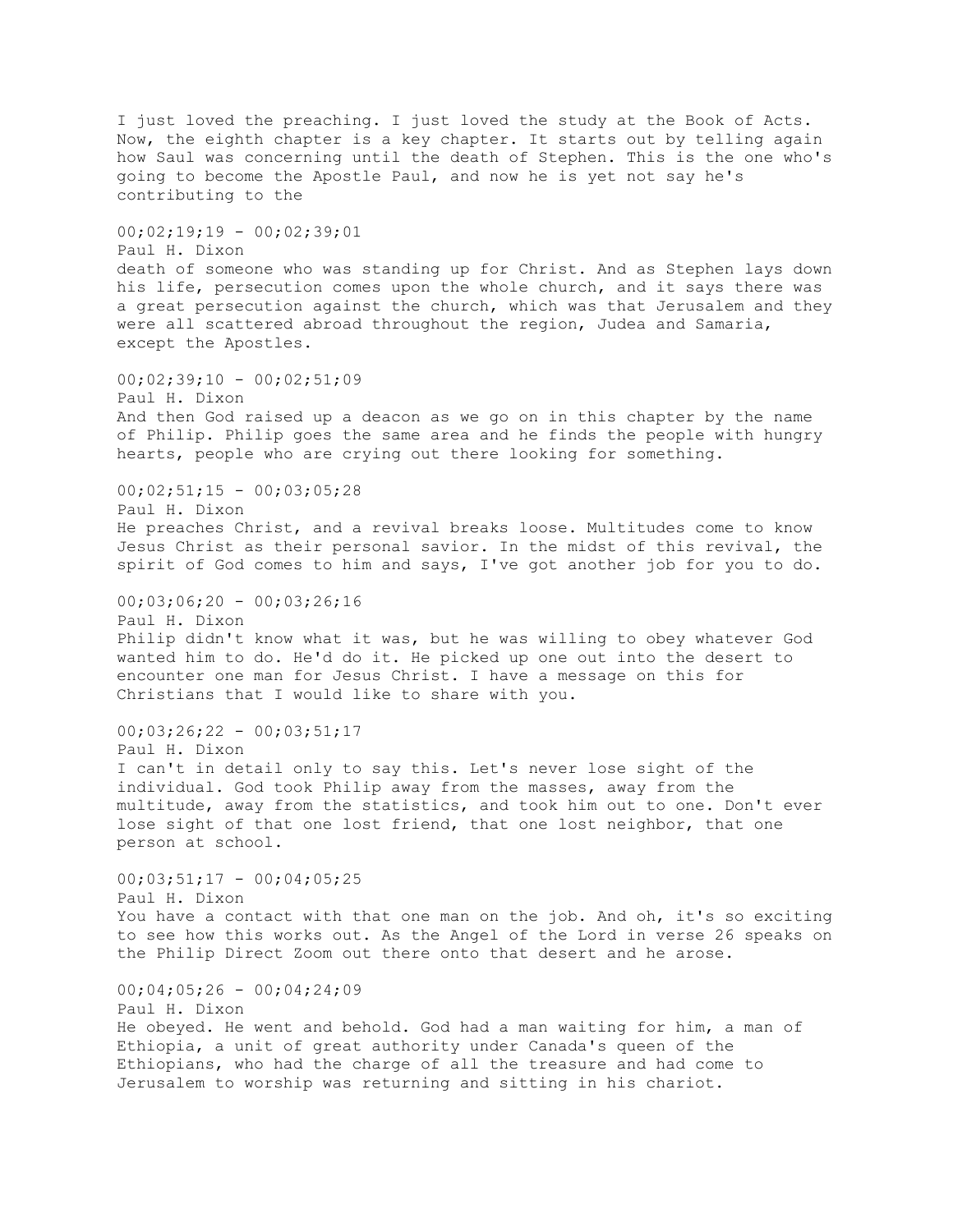I just loved the preaching. I just loved the study at the Book of Acts. Now, the eighth chapter is a key chapter. It starts out by telling again how Saul was concerning until the death of Stephen. This is the one who's going to become the Apostle Paul, and now he is yet not say he's contributing to the

00;02;19;19 - 00;02;39;01
Paul H. Dixon
death of someone who was standing up for Christ. And as Stephen lays down his life, persecution comes upon the whole church, and it says there was a great persecution against the church, which was that Jerusalem and they were all scattered abroad throughout the region, Judea and Samaria, except the Apostles.

00;02;39;10 - 00;02;51;09
Paul H. Dixon
And then God raised up a deacon as we go on in this chapter by the name of Philip. Philip goes the same area and he finds the people with hungry hearts, people who are crying out there looking for something.

00;02;51;15 - 00;03;05;28
Paul H. Dixon
He preaches Christ, and a revival breaks loose. Multitudes come to know Jesus Christ as their personal savior. In the midst of this revival, the spirit of God comes to him and says, I've got another job for you to do.

00;03;06;20 - 00;03;26;16
Paul H. Dixon
Philip didn't know what it was, but he was willing to obey whatever God wanted him to do. He'd do it. He picked up one out into the desert to encounter one man for Jesus Christ. I have a message on this for Christians that I would like to share with you.

00;03;26;22 - 00;03;51;17
Paul H. Dixon
I can't in detail only to say this. Let's never lose sight of the individual. God took Philip away from the masses, away from the multitude, away from the statistics, and took him out to one. Don't ever lose sight of that one lost friend, that one lost neighbor, that one person at school.

00;03;51;17 - 00;04;05;25
Paul H. Dixon
You have a contact with that one man on the job. And oh, it's so exciting to see how this works out. As the Angel of the Lord in verse 26 speaks on the Philip Direct Zoom out there onto that desert and he arose.

00;04;05;26 - 00;04;24;09
Paul H. Dixon
He obeyed. He went and behold. God had a man waiting for him, a man of Ethiopia, a unit of great authority under Canada's queen of the Ethiopians, who had the charge of all the treasure and had come to Jerusalem to worship was returning and sitting in his chariot.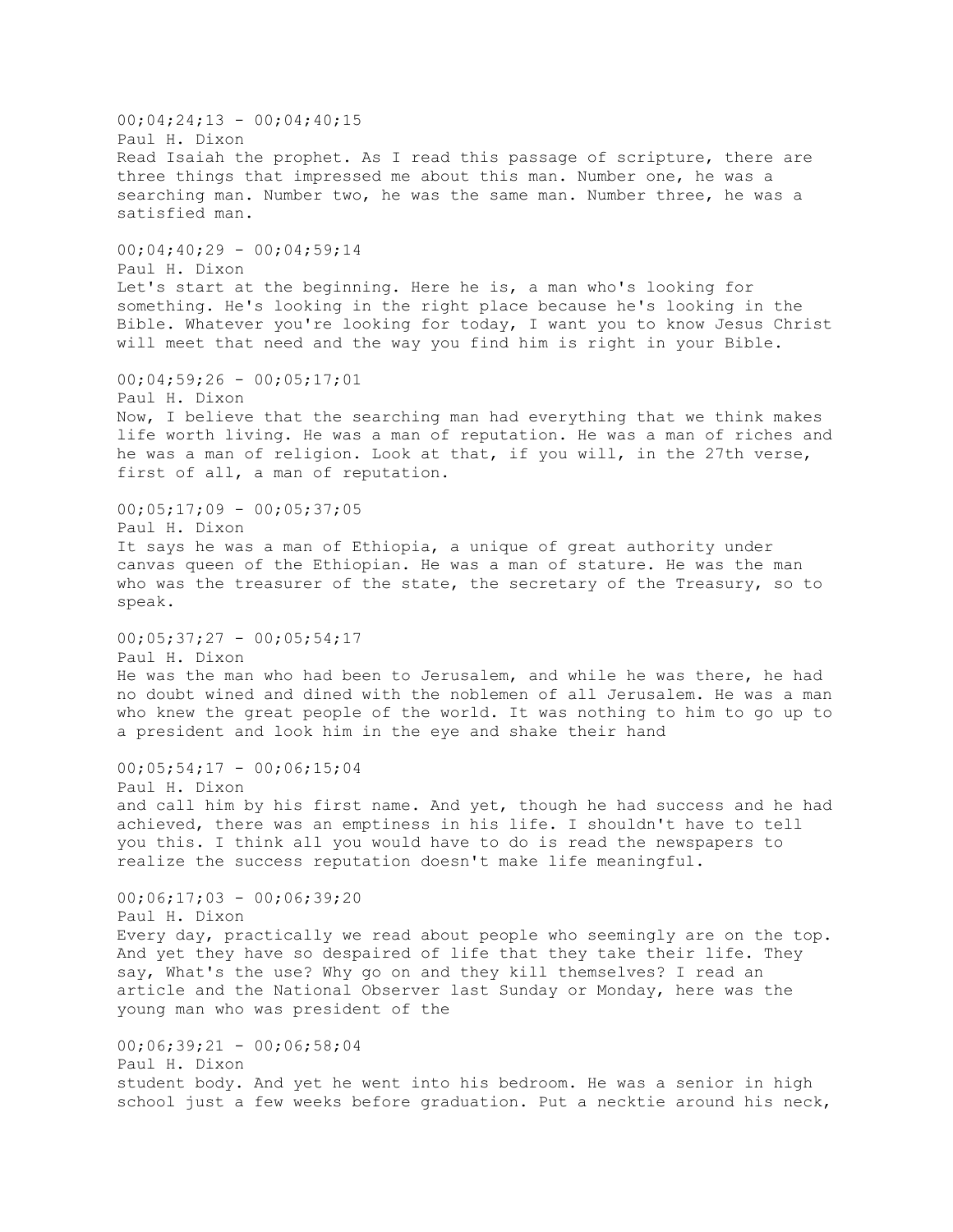00;04;24;13 - 00;04;40;15
Paul H. Dixon
Read Isaiah the prophet. As I read this passage of scripture, there are three things that impressed me about this man. Number one, he was a searching man. Number two, he was the same man. Number three, he was a satisfied man.

00;04;40;29 - 00;04;59;14
Paul H. Dixon
Let's start at the beginning. Here he is, a man who's looking for something. He's looking in the right place because he's looking in the Bible. Whatever you're looking for today, I want you to know Jesus Christ will meet that need and the way you find him is right in your Bible.

00;04;59;26 - 00;05;17;01
Paul H. Dixon
Now, I believe that the searching man had everything that we think makes life worth living. He was a man of reputation. He was a man of riches and he was a man of religion. Look at that, if you will, in the 27th verse, first of all, a man of reputation.

00;05;17;09 - 00;05;37;05
Paul H. Dixon
It says he was a man of Ethiopia, a unique of great authority under canvas queen of the Ethiopian. He was a man of stature. He was the man who was the treasurer of the state, the secretary of the Treasury, so to speak.

00;05;37;27 - 00;05;54;17
Paul H. Dixon
He was the man who had been to Jerusalem, and while he was there, he had no doubt wined and dined with the noblemen of all Jerusalem. He was a man who knew the great people of the world. It was nothing to him to go up to a president and look him in the eye and shake their hand

00;05;54;17 - 00;06;15;04
Paul H. Dixon
and call him by his first name. And yet, though he had success and he had achieved, there was an emptiness in his life. I shouldn't have to tell you this. I think all you would have to do is read the newspapers to realize the success reputation doesn't make life meaningful.

00;06;17;03 - 00;06;39;20
Paul H. Dixon
Every day, practically we read about people who seemingly are on the top. And yet they have so despaired of life that they take their life. They say, What's the use? Why go on and they kill themselves? I read an article and the National Observer last Sunday or Monday, here was the young man who was president of the

00;06;39;21 - 00;06;58;04
Paul H. Dixon
student body. And yet he went into his bedroom. He was a senior in high school just a few weeks before graduation. Put a necktie around his neck,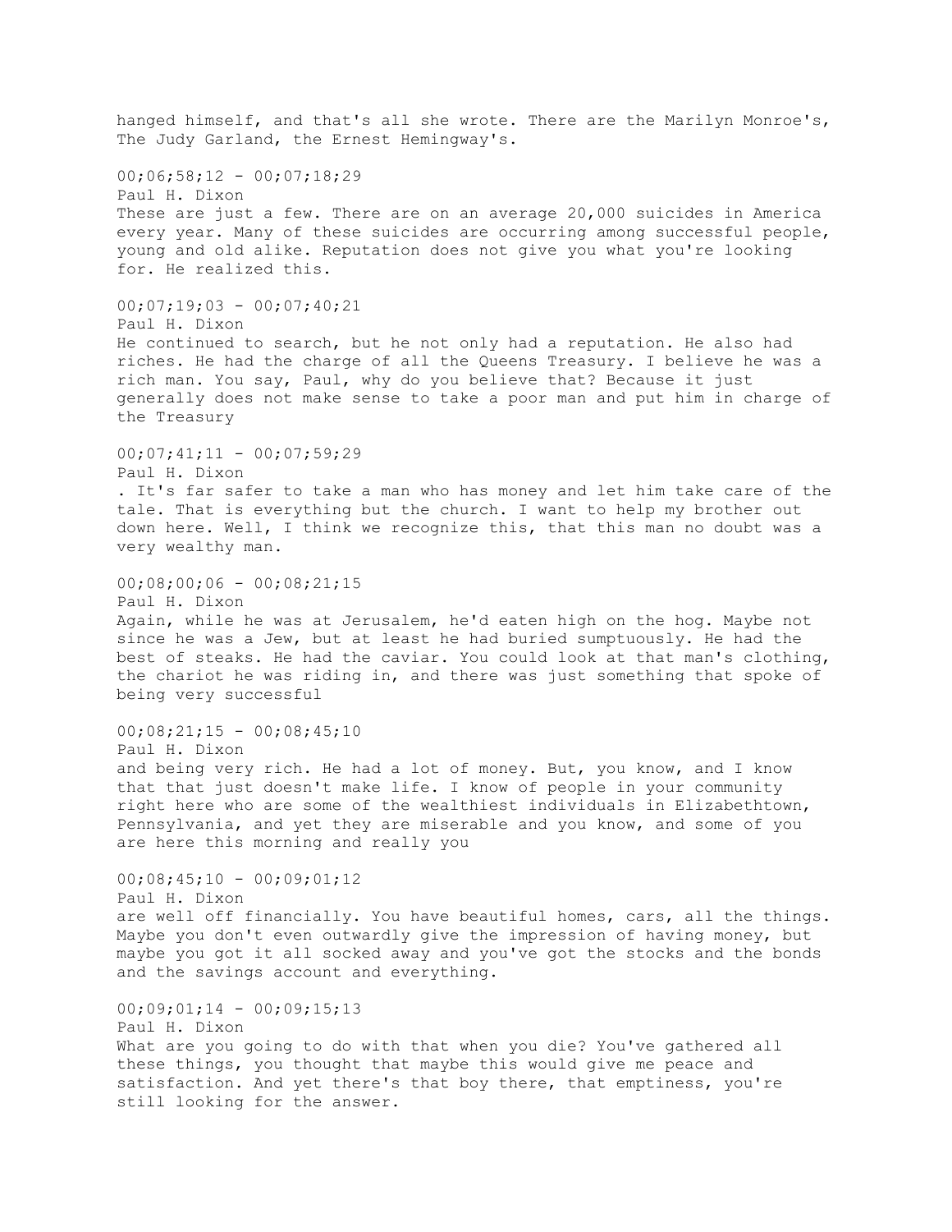hanged himself, and that's all she wrote. There are the Marilyn Monroe's, The Judy Garland, the Ernest Hemingway's.

00;06;58;12 - 00;07;18;29
Paul H. Dixon
These are just a few. There are on an average 20,000 suicides in America every year. Many of these suicides are occurring among successful people, young and old alike. Reputation does not give you what you're looking for. He realized this.

00;07;19;03 - 00;07;40;21
Paul H. Dixon
He continued to search, but he not only had a reputation. He also had riches. He had the charge of all the Queens Treasury. I believe he was a rich man. You say, Paul, why do you believe that? Because it just generally does not make sense to take a poor man and put him in charge of the Treasury

00;07;41;11 - 00;07;59;29
Paul H. Dixon
. It's far safer to take a man who has money and let him take care of the tale. That is everything but the church. I want to help my brother out down here. Well, I think we recognize this, that this man no doubt was a very wealthy man.

00;08;00;06 - 00;08;21;15
Paul H. Dixon
Again, while he was at Jerusalem, he'd eaten high on the hog. Maybe not since he was a Jew, but at least he had buried sumptuously. He had the best of steaks. He had the caviar. You could look at that man's clothing, the chariot he was riding in, and there was just something that spoke of being very successful

00;08;21;15 - 00;08;45;10
Paul H. Dixon
and being very rich. He had a lot of money. But, you know, and I know that that just doesn't make life. I know of people in your community right here who are some of the wealthiest individuals in Elizabethtown, Pennsylvania, and yet they are miserable and you know, and some of you are here this morning and really you

00;08;45;10 - 00;09;01;12
Paul H. Dixon
are well off financially. You have beautiful homes, cars, all the things. Maybe you don't even outwardly give the impression of having money, but maybe you got it all socked away and you've got the stocks and the bonds and the savings account and everything.

00;09;01;14 - 00;09;15;13
Paul H. Dixon
What are you going to do with that when you die? You've gathered all these things, you thought that maybe this would give me peace and satisfaction. And yet there's that boy there, that emptiness, you're still looking for the answer.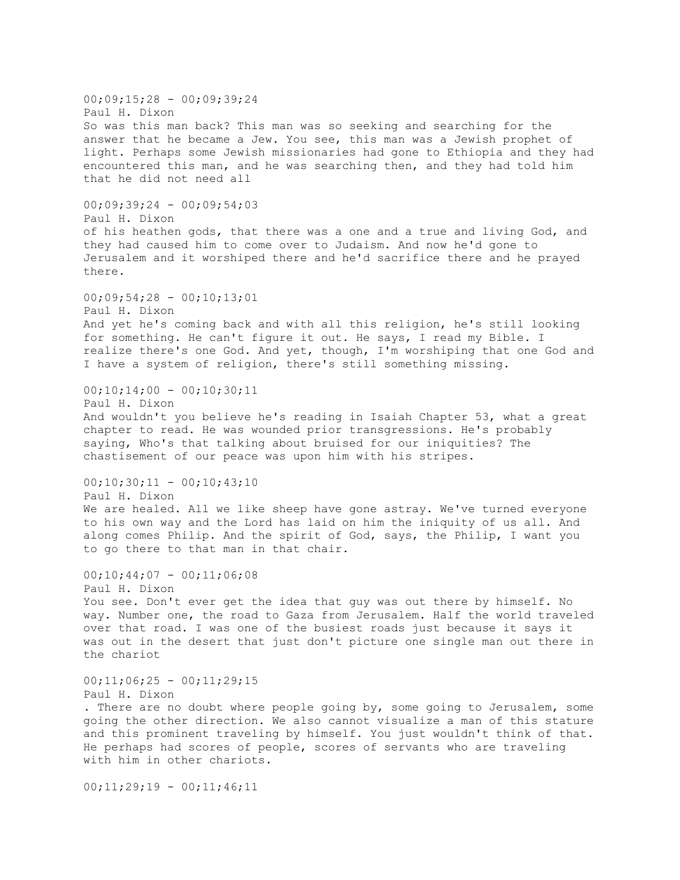00;09;15;28 - 00;09;39;24
Paul H. Dixon
So was this man back? This man was so seeking and searching for the answer that he became a Jew. You see, this man was a Jewish prophet of light. Perhaps some Jewish missionaries had gone to Ethiopia and they had encountered this man, and he was searching then, and they had told him that he did not need all

00;09;39;24 - 00;09;54;03
Paul H. Dixon
of his heathen gods, that there was a one and a true and living God, and they had caused him to come over to Judaism. And now he'd gone to Jerusalem and it worshiped there and he'd sacrifice there and he prayed there.

00;09;54;28 - 00;10;13;01
Paul H. Dixon
And yet he's coming back and with all this religion, he's still looking for something. He can't figure it out. He says, I read my Bible. I realize there's one God. And yet, though, I'm worshiping that one God and I have a system of religion, there's still something missing.

00;10;14;00 - 00;10;30;11
Paul H. Dixon
And wouldn't you believe he's reading in Isaiah Chapter 53, what a great chapter to read. He was wounded prior transgressions. He's probably saying, Who's that talking about bruised for our iniquities? The chastisement of our peace was upon him with his stripes.

00;10;30;11 - 00;10;43;10
Paul H. Dixon
We are healed. All we like sheep have gone astray. We've turned everyone to his own way and the Lord has laid on him the iniquity of us all. And along comes Philip. And the spirit of God, says, the Philip, I want you to go there to that man in that chair.

00;10;44;07 - 00;11;06;08
Paul H. Dixon
You see. Don't ever get the idea that guy was out there by himself. No way. Number one, the road to Gaza from Jerusalem. Half the world traveled over that road. I was one of the busiest roads just because it says it was out in the desert that just don't picture one single man out there in the chariot

00;11;06;25 - 00;11;29;15
Paul H. Dixon
. There are no doubt where people going by, some going to Jerusalem, some going the other direction. We also cannot visualize a man of this stature and this prominent traveling by himself. You just wouldn't think of that. He perhaps had scores of people, scores of servants who are traveling with him in other chariots.

00;11;29;19 - 00;11;46;11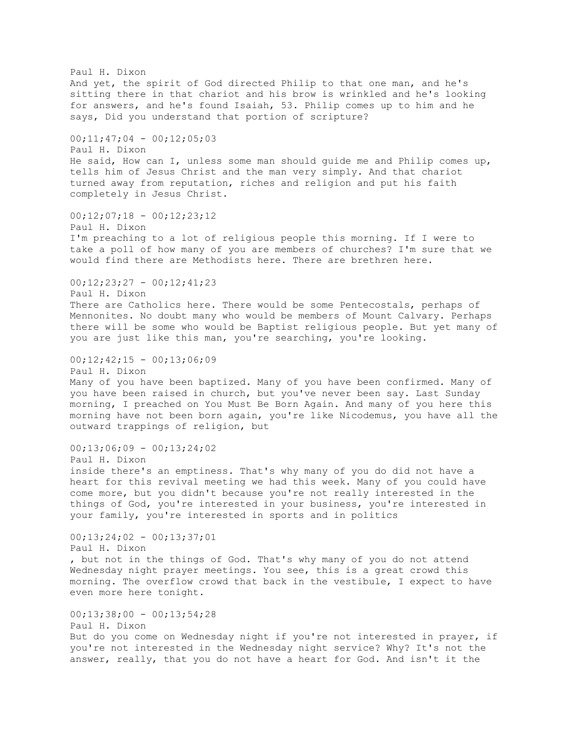Paul H. Dixon
And yet, the spirit of God directed Philip to that one man, and he's sitting there in that chariot and his brow is wrinkled and he's looking for answers, and he's found Isaiah, 53. Philip comes up to him and he says, Did you understand that portion of scripture?

00;11;47;04 - 00;12;05;03
Paul H. Dixon
He said, How can I, unless some man should guide me and Philip comes up, tells him of Jesus Christ and the man very simply. And that chariot turned away from reputation, riches and religion and put his faith completely in Jesus Christ.

00;12;07;18 - 00;12;23;12
Paul H. Dixon
I'm preaching to a lot of religious people this morning. If I were to take a poll of how many of you are members of churches? I'm sure that we would find there are Methodists here. There are brethren here.

00;12;23;27 - 00;12;41;23
Paul H. Dixon
There are Catholics here. There would be some Pentecostals, perhaps of Mennonites. No doubt many who would be members of Mount Calvary. Perhaps there will be some who would be Baptist religious people. But yet many of you are just like this man, you're searching, you're looking.

00;12;42;15 - 00;13;06;09
Paul H. Dixon
Many of you have been baptized. Many of you have been confirmed. Many of you have been raised in church, but you've never been say. Last Sunday morning, I preached on You Must Be Born Again. And many of you here this morning have not been born again, you're like Nicodemus, you have all the outward trappings of religion, but

00;13;06;09 - 00;13;24;02
Paul H. Dixon
inside there's an emptiness. That's why many of you do did not have a heart for this revival meeting we had this week. Many of you could have come more, but you didn't because you're not really interested in the things of God, you're interested in your business, you're interested in your family, you're interested in sports and in politics

00;13;24;02 - 00;13;37;01
Paul H. Dixon
, but not in the things of God. That's why many of you do not attend Wednesday night prayer meetings. You see, this is a great crowd this morning. The overflow crowd that back in the vestibule, I expect to have even more here tonight.

00;13;38;00 - 00;13;54;28
Paul H. Dixon
But do you come on Wednesday night if you're not interested in prayer, if you're not interested in the Wednesday night service? Why? It's not the answer, really, that you do not have a heart for God. And isn't it the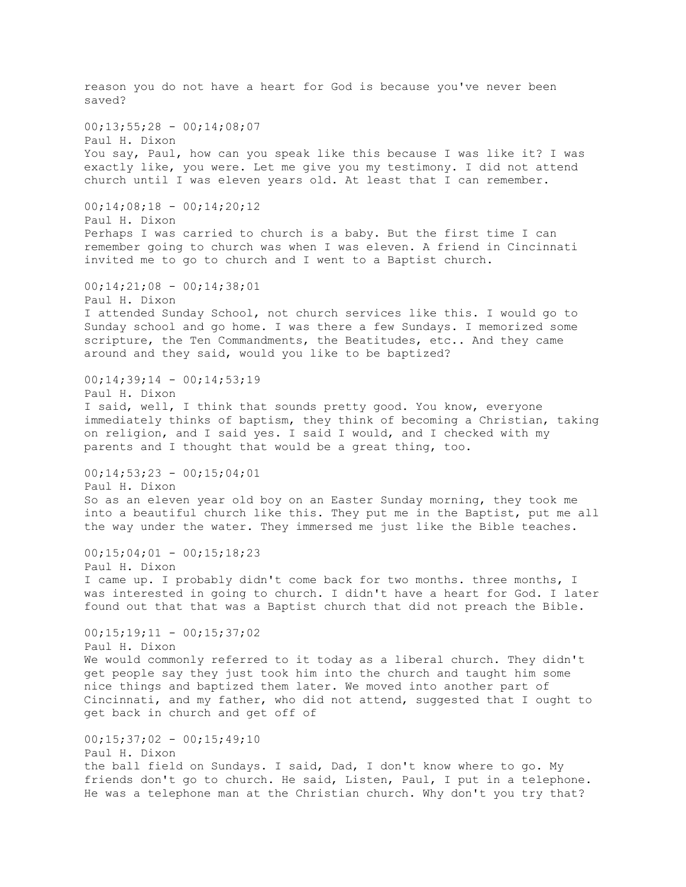reason you do not have a heart for God is because you've never been saved?

00;13;55;28 - 00;14;08;07
Paul H. Dixon
You say, Paul, how can you speak like this because I was like it? I was exactly like, you were. Let me give you my testimony. I did not attend church until I was eleven years old. At least that I can remember.

00;14;08;18 - 00;14;20;12
Paul H. Dixon
Perhaps I was carried to church is a baby. But the first time I can remember going to church was when I was eleven. A friend in Cincinnati invited me to go to church and I went to a Baptist church.

00;14;21;08 - 00;14;38;01
Paul H. Dixon
I attended Sunday School, not church services like this. I would go to Sunday school and go home. I was there a few Sundays. I memorized some scripture, the Ten Commandments, the Beatitudes, etc.. And they came around and they said, would you like to be baptized?

00;14;39;14 - 00;14;53;19
Paul H. Dixon
I said, well, I think that sounds pretty good. You know, everyone immediately thinks of baptism, they think of becoming a Christian, taking on religion, and I said yes. I said I would, and I checked with my parents and I thought that would be a great thing, too.

00;14;53;23 - 00;15;04;01
Paul H. Dixon
So as an eleven year old boy on an Easter Sunday morning, they took me into a beautiful church like this. They put me in the Baptist, put me all the way under the water. They immersed me just like the Bible teaches.

00;15;04;01 - 00;15;18;23
Paul H. Dixon
I came up. I probably didn't come back for two months. three months, I was interested in going to church. I didn't have a heart for God. I later found out that that was a Baptist church that did not preach the Bible.

00;15;19;11 - 00;15;37;02
Paul H. Dixon
We would commonly referred to it today as a liberal church. They didn't get people say they just took him into the church and taught him some nice things and baptized them later. We moved into another part of Cincinnati, and my father, who did not attend, suggested that I ought to get back in church and get off of

00;15;37;02 - 00;15;49;10
Paul H. Dixon
the ball field on Sundays. I said, Dad, I don't know where to go. My friends don't go to church. He said, Listen, Paul, I put in a telephone. He was a telephone man at the Christian church. Why don't you try that?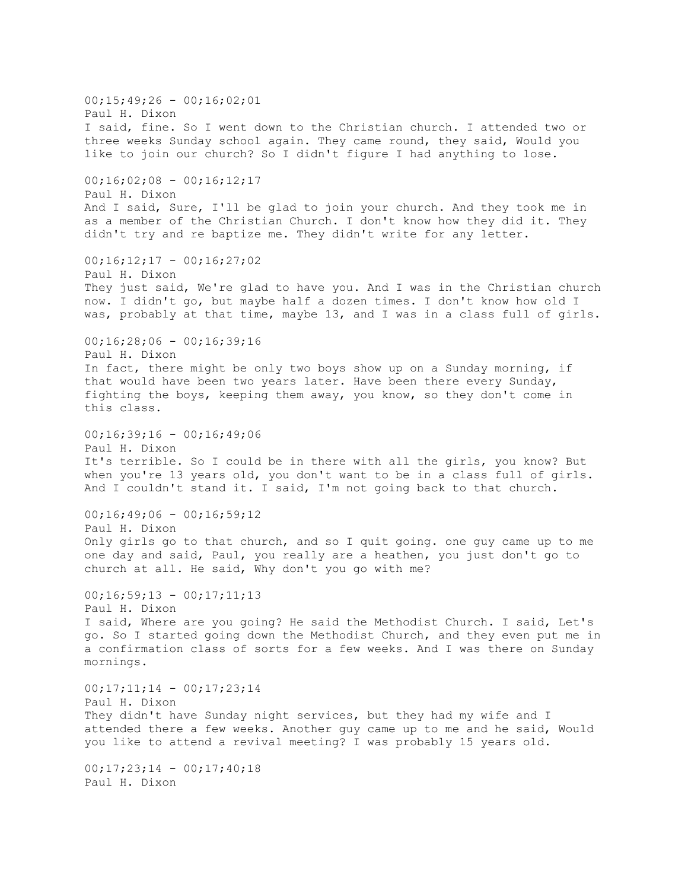00;15;49;26 - 00;16;02;01
Paul H. Dixon
I said, fine. So I went down to the Christian church. I attended two or three weeks Sunday school again. They came round, they said, Would you like to join our church? So I didn't figure I had anything to lose.

00;16;02;08 - 00;16;12;17
Paul H. Dixon
And I said, Sure, I'll be glad to join your church. And they took me in as a member of the Christian Church. I don't know how they did it. They didn't try and re baptize me. They didn't write for any letter.

00;16;12;17 - 00;16;27;02
Paul H. Dixon
They just said, We're glad to have you. And I was in the Christian church now. I didn't go, but maybe half a dozen times. I don't know how old I was, probably at that time, maybe 13, and I was in a class full of girls.

00;16;28;06 - 00;16;39;16
Paul H. Dixon
In fact, there might be only two boys show up on a Sunday morning, if that would have been two years later. Have been there every Sunday, fighting the boys, keeping them away, you know, so they don't come in this class.

00;16;39;16 - 00;16;49;06
Paul H. Dixon
It's terrible. So I could be in there with all the girls, you know? But when you're 13 years old, you don't want to be in a class full of girls. And I couldn't stand it. I said, I'm not going back to that church.

00;16;49;06 - 00;16;59;12
Paul H. Dixon
Only girls go to that church, and so I quit going. one guy came up to me one day and said, Paul, you really are a heathen, you just don't go to church at all. He said, Why don't you go with me?

00;16;59;13 - 00;17;11;13
Paul H. Dixon
I said, Where are you going? He said the Methodist Church. I said, Let's go. So I started going down the Methodist Church, and they even put me in a confirmation class of sorts for a few weeks. And I was there on Sunday mornings.

00;17;11;14 - 00;17;23;14
Paul H. Dixon
They didn't have Sunday night services, but they had my wife and I attended there a few weeks. Another guy came up to me and he said, Would you like to attend a revival meeting? I was probably 15 years old.

00;17;23;14 - 00;17;40;18
Paul H. Dixon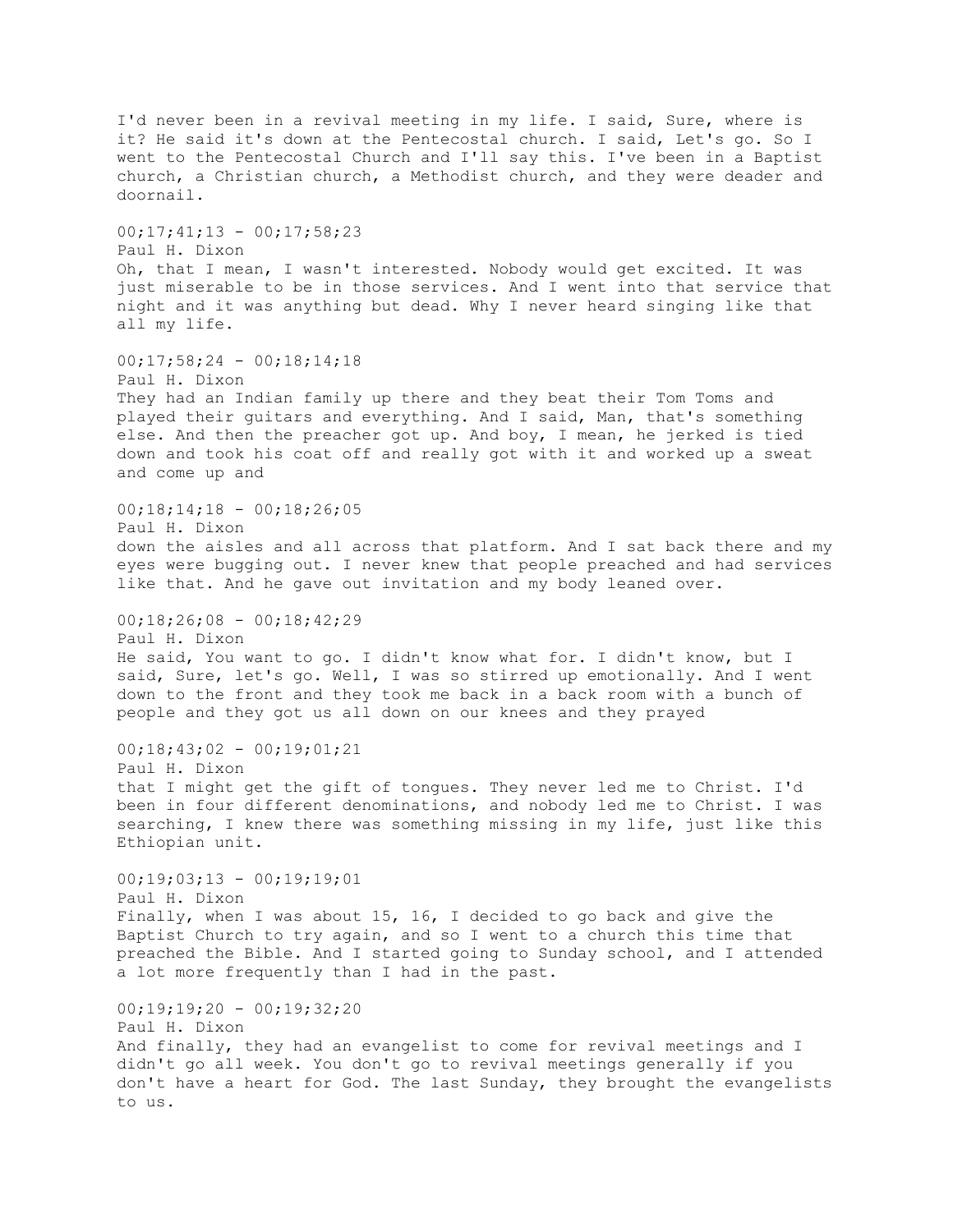I'd never been in a revival meeting in my life. I said, Sure, where is it? He said it's down at the Pentecostal church. I said, Let's go. So I went to the Pentecostal Church and I'll say this. I've been in a Baptist church, a Christian church, a Methodist church, and they were deader and doornail.

00;17;41;13 - 00;17;58;23
Paul H. Dixon
Oh, that I mean, I wasn't interested. Nobody would get excited. It was just miserable to be in those services. And I went into that service that night and it was anything but dead. Why I never heard singing like that all my life.

00;17;58;24 - 00;18;14;18
Paul H. Dixon
They had an Indian family up there and they beat their Tom Toms and played their guitars and everything. And I said, Man, that's something else. And then the preacher got up. And boy, I mean, he jerked is tied down and took his coat off and really got with it and worked up a sweat and come up and

00;18;14;18 - 00;18;26;05
Paul H. Dixon
down the aisles and all across that platform. And I sat back there and my eyes were bugging out. I never knew that people preached and had services like that. And he gave out invitation and my body leaned over.

00;18;26;08 - 00;18;42;29
Paul H. Dixon
He said, You want to go. I didn't know what for. I didn't know, but I said, Sure, let's go. Well, I was so stirred up emotionally. And I went down to the front and they took me back in a back room with a bunch of people and they got us all down on our knees and they prayed

00;18;43;02 - 00;19;01;21
Paul H. Dixon
that I might get the gift of tongues. They never led me to Christ. I'd been in four different denominations, and nobody led me to Christ. I was searching, I knew there was something missing in my life, just like this Ethiopian unit.

00;19;03;13 - 00;19;19;01
Paul H. Dixon
Finally, when I was about 15, 16, I decided to go back and give the Baptist Church to try again, and so I went to a church this time that preached the Bible. And I started going to Sunday school, and I attended a lot more frequently than I had in the past.

00;19;19;20 - 00;19;32;20
Paul H. Dixon
And finally, they had an evangelist to come for revival meetings and I didn't go all week. You don't go to revival meetings generally if you don't have a heart for God. The last Sunday, they brought the evangelists to us.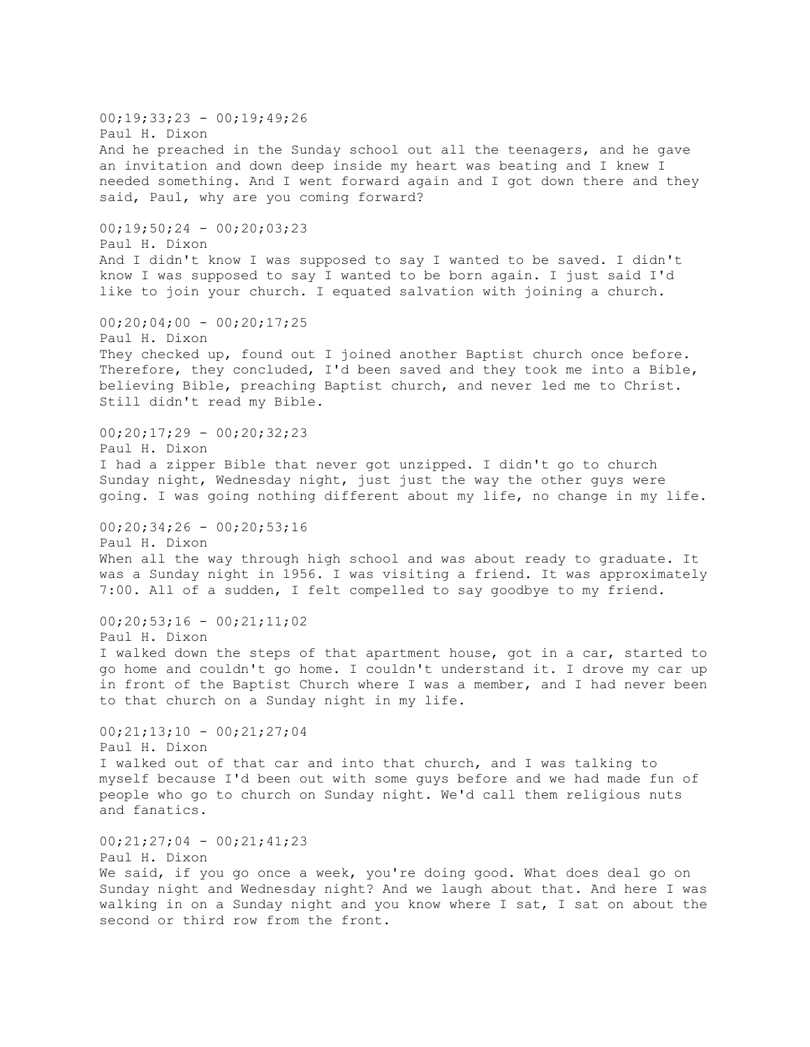00;19;33;23 - 00;19;49;26
Paul H. Dixon
And he preached in the Sunday school out all the teenagers, and he gave an invitation and down deep inside my heart was beating and I knew I needed something. And I went forward again and I got down there and they said, Paul, why are you coming forward?

00;19;50;24 - 00;20;03;23
Paul H. Dixon
And I didn't know I was supposed to say I wanted to be saved. I didn't know I was supposed to say I wanted to be born again. I just said I'd like to join your church. I equated salvation with joining a church.

00;20;04;00 - 00;20;17;25
Paul H. Dixon
They checked up, found out I joined another Baptist church once before. Therefore, they concluded, I'd been saved and they took me into a Bible, believing Bible, preaching Baptist church, and never led me to Christ. Still didn't read my Bible.

00;20;17;29 - 00;20;32;23
Paul H. Dixon
I had a zipper Bible that never got unzipped. I didn't go to church Sunday night, Wednesday night, just just the way the other guys were going. I was going nothing different about my life, no change in my life.

00;20;34;26 - 00;20;53;16
Paul H. Dixon
When all the way through high school and was about ready to graduate. It was a Sunday night in 1956. I was visiting a friend. It was approximately 7:00. All of a sudden, I felt compelled to say goodbye to my friend.

00;20;53;16 - 00;21;11;02
Paul H. Dixon
I walked down the steps of that apartment house, got in a car, started to go home and couldn't go home. I couldn't understand it. I drove my car up in front of the Baptist Church where I was a member, and I had never been to that church on a Sunday night in my life.

00;21;13;10 - 00;21;27;04
Paul H. Dixon
I walked out of that car and into that church, and I was talking to myself because I'd been out with some guys before and we had made fun of people who go to church on Sunday night. We'd call them religious nuts and fanatics.

00;21;27;04 - 00;21;41;23
Paul H. Dixon
We said, if you go once a week, you're doing good. What does deal go on Sunday night and Wednesday night? And we laugh about that. And here I was walking in on a Sunday night and you know where I sat, I sat on about the second or third row from the front.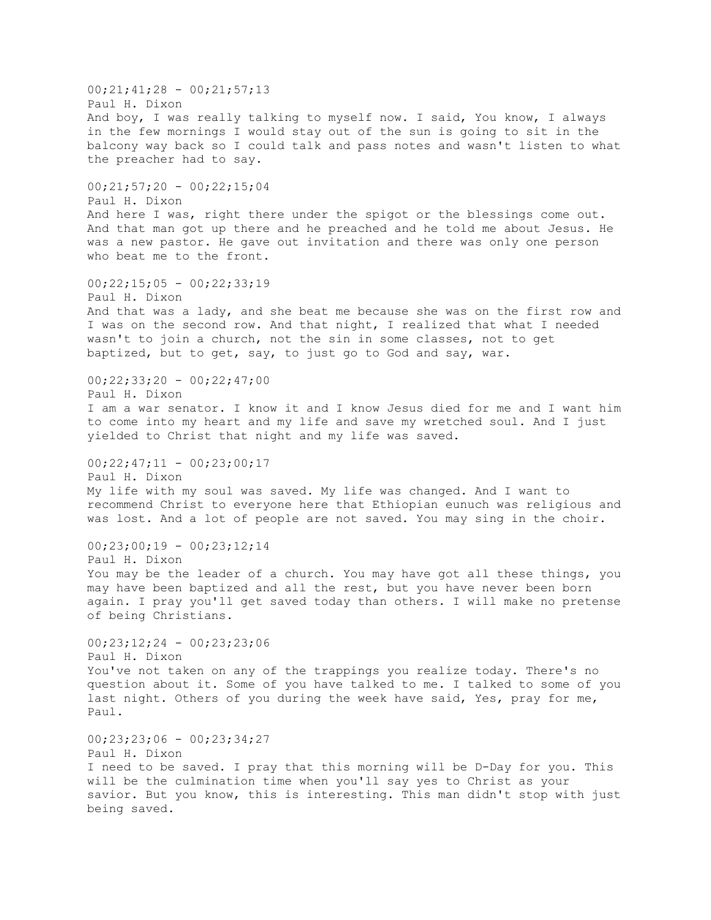00;21;41;28 - 00;21;57;13
Paul H. Dixon
And boy, I was really talking to myself now. I said, You know, I always in the few mornings I would stay out of the sun is going to sit in the balcony way back so I could talk and pass notes and wasn't listen to what the preacher had to say.

00;21;57;20 - 00;22;15;04
Paul H. Dixon
And here I was, right there under the spigot or the blessings come out. And that man got up there and he preached and he told me about Jesus. He was a new pastor. He gave out invitation and there was only one person who beat me to the front.

00;22;15;05 - 00;22;33;19
Paul H. Dixon
And that was a lady, and she beat me because she was on the first row and I was on the second row. And that night, I realized that what I needed wasn't to join a church, not the sin in some classes, not to get baptized, but to get, say, to just go to God and say, war.

00;22;33;20 - 00;22;47;00
Paul H. Dixon
I am a war senator. I know it and I know Jesus died for me and I want him to come into my heart and my life and save my wretched soul. And I just yielded to Christ that night and my life was saved.

00;22;47;11 - 00;23;00;17
Paul H. Dixon
My life with my soul was saved. My life was changed. And I want to recommend Christ to everyone here that Ethiopian eunuch was religious and was lost. And a lot of people are not saved. You may sing in the choir.

00;23;00;19 - 00;23;12;14
Paul H. Dixon
You may be the leader of a church. You may have got all these things, you may have been baptized and all the rest, but you have never been born again. I pray you'll get saved today than others. I will make no pretense of being Christians.

00;23;12;24 - 00;23;23;06
Paul H. Dixon
You've not taken on any of the trappings you realize today. There's no question about it. Some of you have talked to me. I talked to some of you last night. Others of you during the week have said, Yes, pray for me, Paul.

00;23;23;06 - 00;23;34;27
Paul H. Dixon
I need to be saved. I pray that this morning will be D-Day for you. This will be the culmination time when you'll say yes to Christ as your savior. But you know, this is interesting. This man didn't stop with just being saved.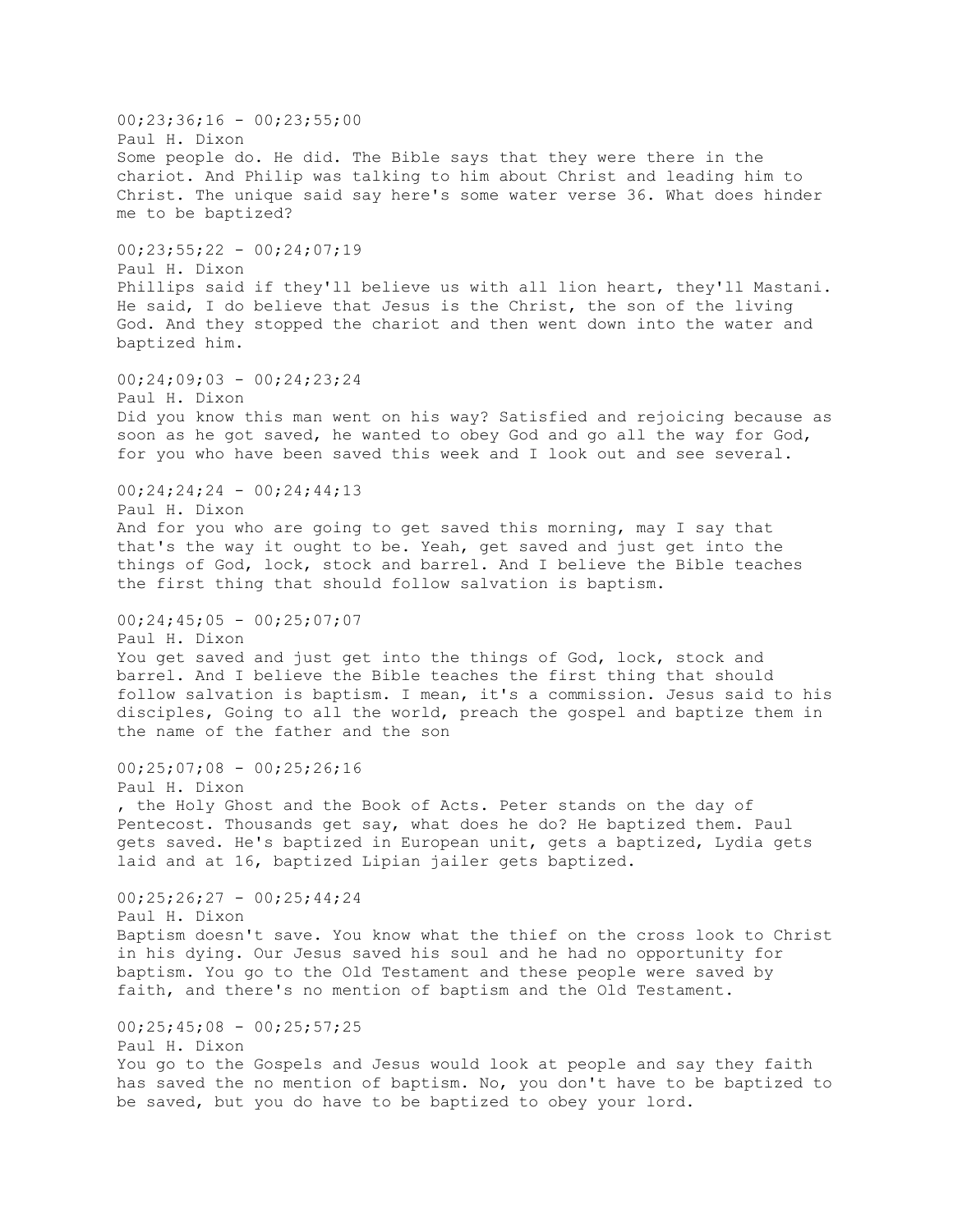00;23;36;16 - 00;23;55;00
Paul H. Dixon
Some people do. He did. The Bible says that they were there in the chariot. And Philip was talking to him about Christ and leading him to Christ. The unique said say here's some water verse 36. What does hinder me to be baptized?

00;23;55;22 - 00;24;07;19
Paul H. Dixon
Phillips said if they'll believe us with all lion heart, they'll Mastani. He said, I do believe that Jesus is the Christ, the son of the living God. And they stopped the chariot and then went down into the water and baptized him.

00;24;09;03 - 00;24;23;24
Paul H. Dixon
Did you know this man went on his way? Satisfied and rejoicing because as soon as he got saved, he wanted to obey God and go all the way for God, for you who have been saved this week and I look out and see several.

00;24;24;24 - 00;24;44;13
Paul H. Dixon
And for you who are going to get saved this morning, may I say that that's the way it ought to be. Yeah, get saved and just get into the things of God, lock, stock and barrel. And I believe the Bible teaches the first thing that should follow salvation is baptism.

00;24;45;05 - 00;25;07;07
Paul H. Dixon
You get saved and just get into the things of God, lock, stock and barrel. And I believe the Bible teaches the first thing that should follow salvation is baptism. I mean, it's a commission. Jesus said to his disciples, Going to all the world, preach the gospel and baptize them in the name of the father and the son

00;25;07;08 - 00;25;26;16
Paul H. Dixon
, the Holy Ghost and the Book of Acts. Peter stands on the day of Pentecost. Thousands get say, what does he do? He baptized them. Paul gets saved. He's baptized in European unit, gets a baptized, Lydia gets laid and at 16, baptized Lipian jailer gets baptized.

00;25;26;27 - 00;25;44;24
Paul H. Dixon
Baptism doesn't save. You know what the thief on the cross look to Christ in his dying. Our Jesus saved his soul and he had no opportunity for baptism. You go to the Old Testament and these people were saved by faith, and there's no mention of baptism and the Old Testament.

00;25;45;08 - 00;25;57;25
Paul H. Dixon
You go to the Gospels and Jesus would look at people and say they faith has saved the no mention of baptism. No, you don't have to be baptized to be saved, but you do have to be baptized to obey your lord.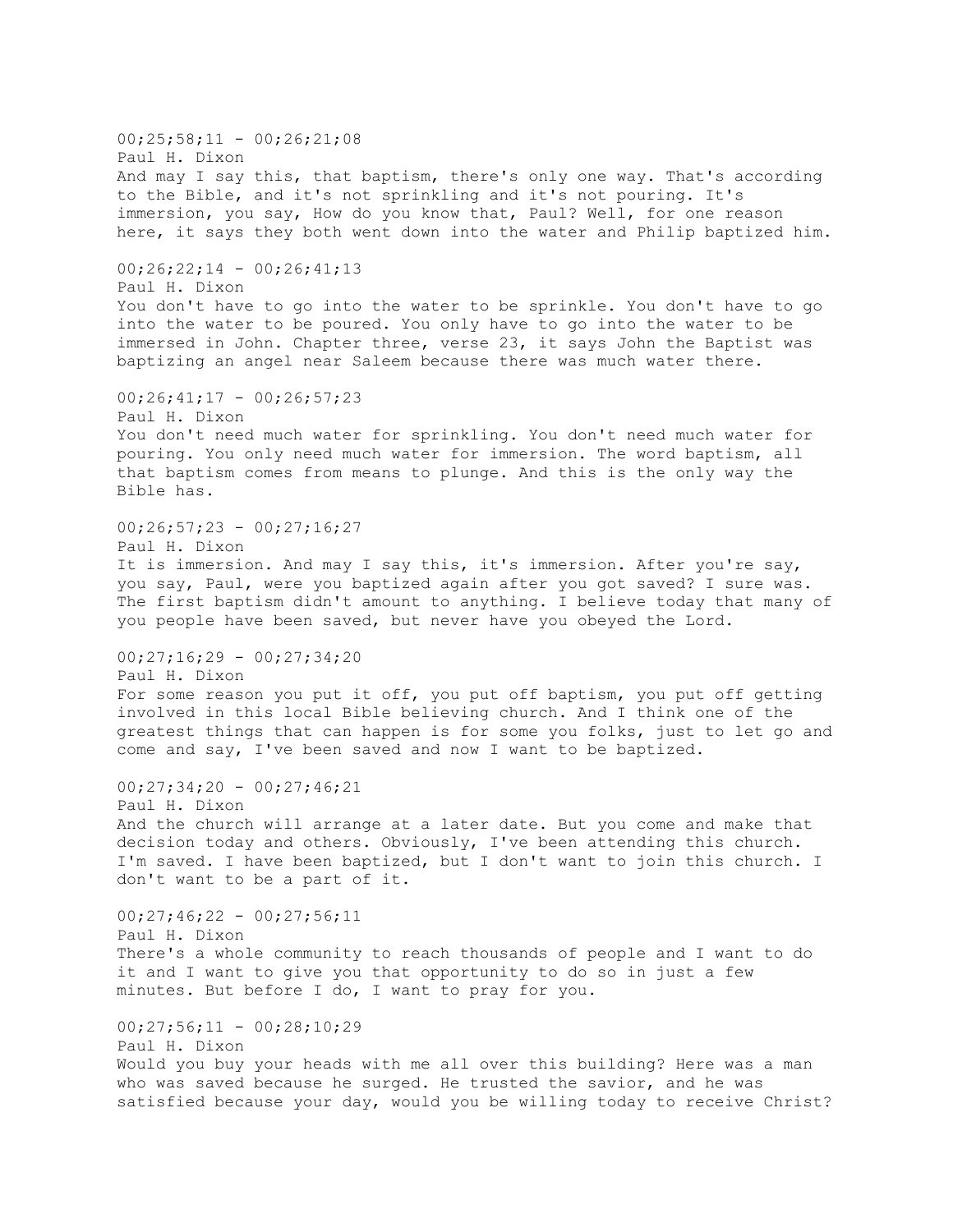00;25;58;11 - 00;26;21;08
Paul H. Dixon
And may I say this, that baptism, there's only one way. That's according to the Bible, and it's not sprinkling and it's not pouring. It's immersion, you say, How do you know that, Paul? Well, for one reason here, it says they both went down into the water and Philip baptized him.

00;26;22;14 - 00;26;41;13
Paul H. Dixon
You don't have to go into the water to be sprinkle. You don't have to go into the water to be poured. You only have to go into the water to be immersed in John. Chapter three, verse 23, it says John the Baptist was baptizing an angel near Saleem because there was much water there.

00;26;41;17 - 00;26;57;23
Paul H. Dixon
You don't need much water for sprinkling. You don't need much water for pouring. You only need much water for immersion. The word baptism, all that baptism comes from means to plunge. And this is the only way the Bible has.

00;26;57;23 - 00;27;16;27
Paul H. Dixon
It is immersion. And may I say this, it's immersion. After you're say, you say, Paul, were you baptized again after you got saved? I sure was. The first baptism didn't amount to anything. I believe today that many of you people have been saved, but never have you obeyed the Lord.

00;27;16;29 - 00;27;34;20
Paul H. Dixon
For some reason you put it off, you put off baptism, you put off getting involved in this local Bible believing church. And I think one of the greatest things that can happen is for some you folks, just to let go and come and say, I've been saved and now I want to be baptized.

00;27;34;20 - 00;27;46;21
Paul H. Dixon
And the church will arrange at a later date. But you come and make that decision today and others. Obviously, I've been attending this church. I'm saved. I have been baptized, but I don't want to join this church. I don't want to be a part of it.

00;27;46;22 - 00;27;56;11
Paul H. Dixon
There's a whole community to reach thousands of people and I want to do it and I want to give you that opportunity to do so in just a few minutes. But before I do, I want to pray for you.

00;27;56;11 - 00;28;10;29
Paul H. Dixon
Would you buy your heads with me all over this building? Here was a man who was saved because he surged. He trusted the savior, and he was satisfied because your day, would you be willing today to receive Christ?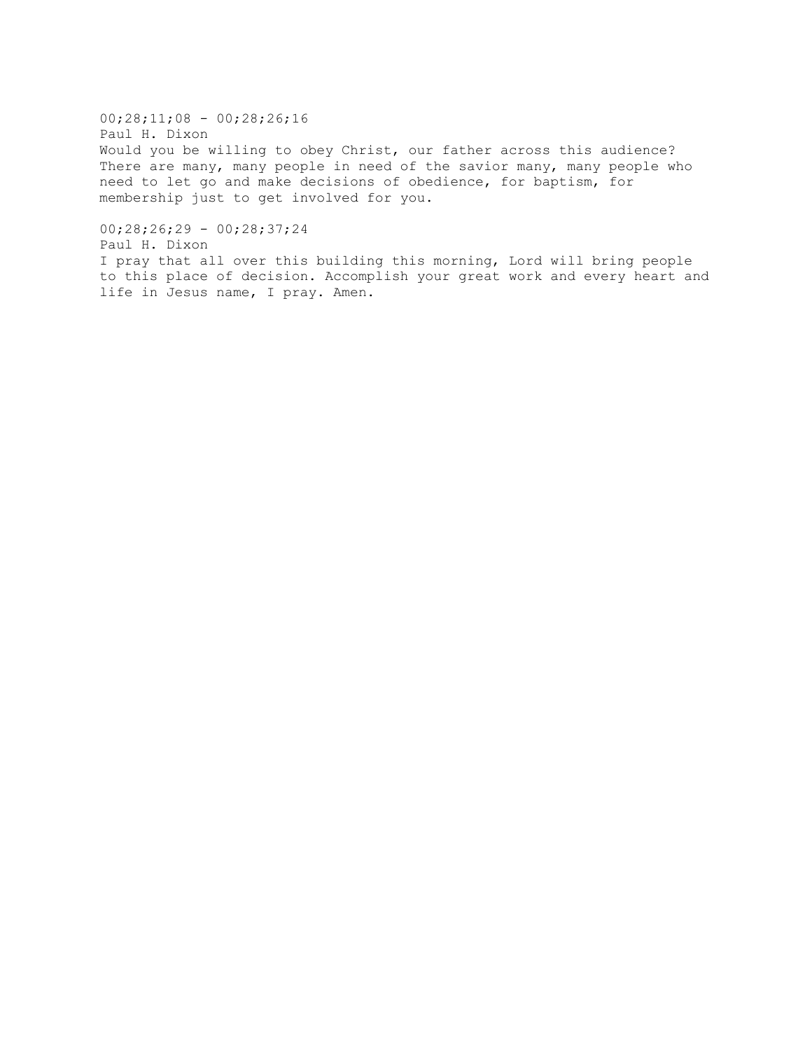00;28;11;08 - 00;28;26;16
Paul H. Dixon
Would you be willing to obey Christ, our father across this audience? There are many, many people in need of the savior many, many people who need to let go and make decisions of obedience, for baptism, for membership just to get involved for you.

00;28;26;29 - 00;28;37;24
Paul H. Dixon
I pray that all over this building this morning, Lord will bring people to this place of decision. Accomplish your great work and every heart and life in Jesus name, I pray. Amen.